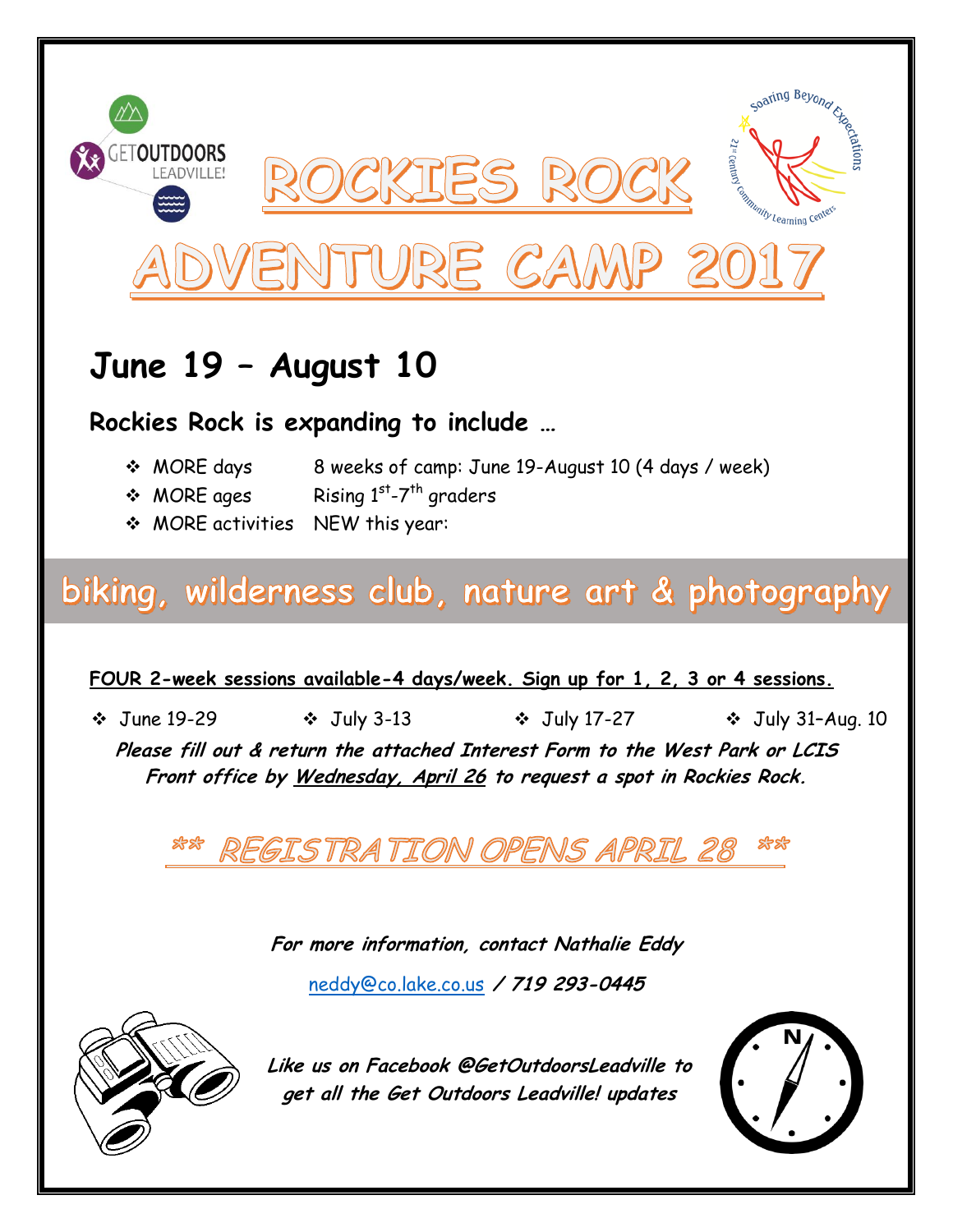# ROCKIES ROCK

# ADVENTURE CAMP 2017

## June 19 – August 10

### Rockies Rock is expanding to include …

- MORE days — 8 weeks of camp: June 19-August 10 (4 days / week)
- MORE ages — Rising 1st-7th graders
- MORE activities — NEW this year:

## biking, wilderness club, nature art & photography

**FOUR 2-week sessions available-4 days/week. Sign up for 1, 2, 3 or 4 sessions.**

- June 19-29
- July 3-13
- July 17-27
- July 31–Aug. 10

***Please fill out & return the attached Interest Form to the West Park or LCIS Front office by Wednesday, April 26 to request a spot in Rockies Rock.***

## ** REGISTRATION OPENS APRIL 28 **

***For more information, contact Nathalie Eddy***

neddy@co.lake.co.us / ***719 293-0445***

***Like us on Facebook @GetOutdoorsLeadville to get all the Get Outdoors Leadville! updates***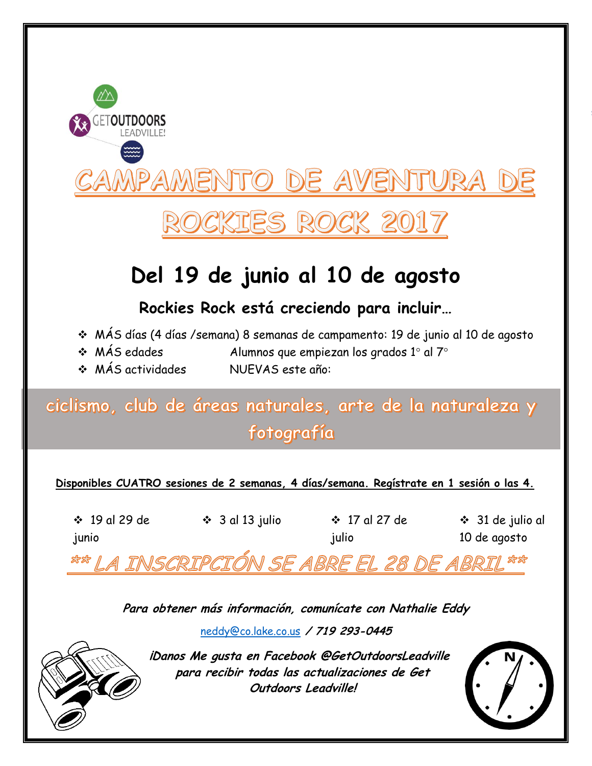GETOUTDOORS LEADVILLE!

# CAMPAMENTO DE AVENTURA DE ROCKIES ROCK 2017

## Del 19 de junio al 10 de agosto

### Rockies Rock está creciendo para incluir…

- MÁS días (4 días /semana) 8 semanas de campamento: 19 de junio al 10 de agosto
- MÁS edades Alumnos que empiezan los grados 1° al 7°
- MÁS actividades NUEVAS este año:

## ciclismo, club de áreas naturales, arte de la naturaleza y fotografía

**Disponibles CUATRO sesiones de 2 semanas, 4 días/semana. Regístrate en 1 sesión o las 4.**

- 19 al 29 de junio
- 3 al 13 julio
- 17 al 27 de julio
- 31 de julio al 10 de agosto

## *** LA INSCRIPCIÓN SE ABRE EL 28 DE ABRIL ***

***Para obtener más información, comunícate con Nathalie Eddy***

neddy@co.lake.co.us / ***719 293-0445***

***¡Danos Me gusta en Facebook @GetOutdoorsLeadville para recibir todas las actualizaciones de Get Outdoors Leadville!***